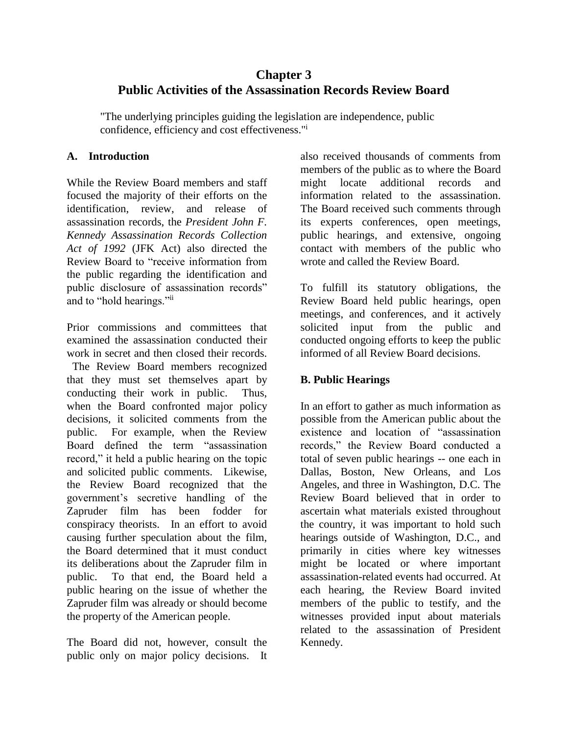# Chapter 3
# Public Activities of the Assassination Records Review Board

"The underlying principles guiding the legislation are independence, public confidence, efficiency and cost effectiveness."[i]

## A. Introduction

While the Review Board members and staff focused the majority of their efforts on the identification, review, and release of assassination records, the *President John F. Kennedy Assassination Records Collection Act of 1992* (JFK Act) also directed the Review Board to "receive information from the public regarding the identification and public disclosure of assassination records" and to "hold hearings."[ii]

Prior commissions and committees that examined the assassination conducted their work in secret and then closed their records. The Review Board members recognized that they must set themselves apart by conducting their work in public. Thus, when the Board confronted major policy decisions, it solicited comments from the public. For example, when the Review Board defined the term "assassination record," it held a public hearing on the topic and solicited public comments. Likewise, the Review Board recognized that the government's secretive handling of the Zapruder film has been fodder for conspiracy theorists. In an effort to avoid causing further speculation about the film, the Board determined that it must conduct its deliberations about the Zapruder film in public. To that end, the Board held a public hearing on the issue of whether the Zapruder film was already or should become the property of the American people.

The Board did not, however, consult the public only on major policy decisions. It also received thousands of comments from members of the public as to where the Board might locate additional records and information related to the assassination. The Board received such comments through its experts conferences, open meetings, public hearings, and extensive, ongoing contact with members of the public who wrote and called the Review Board.

To fulfill its statutory obligations, the Review Board held public hearings, open meetings, and conferences, and it actively solicited input from the public and conducted ongoing efforts to keep the public informed of all Review Board decisions.

## B. Public Hearings

In an effort to gather as much information as possible from the American public about the existence and location of "assassination records," the Review Board conducted a total of seven public hearings -- one each in Dallas, Boston, New Orleans, and Los Angeles, and three in Washington, D.C. The Review Board believed that in order to ascertain what materials existed throughout the country, it was important to hold such hearings outside of Washington, D.C., and primarily in cities where key witnesses might be located or where important assassination-related events had occurred. At each hearing, the Review Board invited members of the public to testify, and the witnesses provided input about materials related to the assassination of President Kennedy.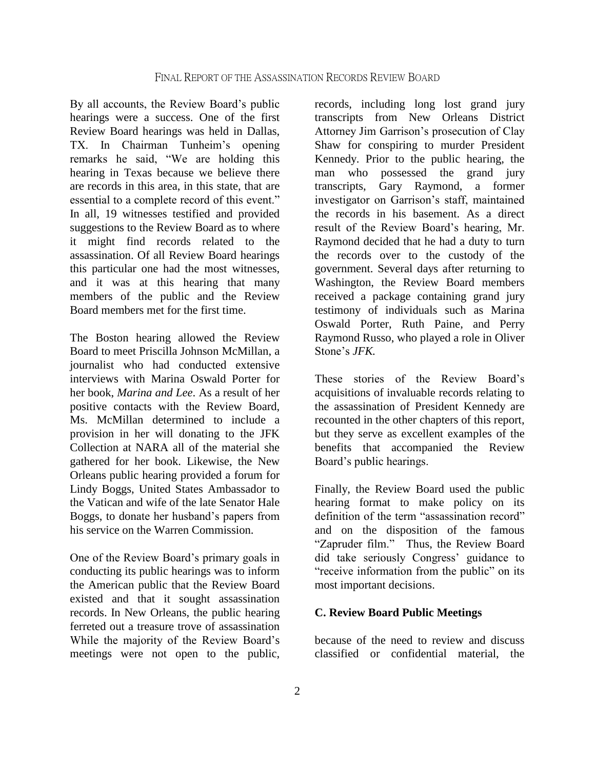By all accounts, the Review Board's public hearings were a success. One of the first Review Board hearings was held in Dallas, TX. In Chairman Tunheim's opening remarks he said, "We are holding this hearing in Texas because we believe there are records in this area, in this state, that are essential to a complete record of this event." In all, 19 witnesses testified and provided suggestions to the Review Board as to where it might find records related to the assassination. Of all Review Board hearings this particular one had the most witnesses, and it was at this hearing that many members of the public and the Review Board members met for the first time.

The Boston hearing allowed the Review Board to meet Priscilla Johnson McMillan, a journalist who had conducted extensive interviews with Marina Oswald Porter for her book, *Marina and Lee*. As a result of her positive contacts with the Review Board, Ms. McMillan determined to include a provision in her will donating to the JFK Collection at NARA all of the material she gathered for her book. Likewise, the New Orleans public hearing provided a forum for Lindy Boggs, United States Ambassador to the Vatican and wife of the late Senator Hale Boggs, to donate her husband's papers from his service on the Warren Commission.

One of the Review Board's primary goals in conducting its public hearings was to inform the American public that the Review Board existed and that it sought assassination records. In New Orleans, the public hearing ferreted out a treasure trove of assassination records, including long lost grand jury transcripts from New Orleans District Attorney Jim Garrison's prosecution of Clay Shaw for conspiring to murder President Kennedy. Prior to the public hearing, the man who possessed the grand jury transcripts, Gary Raymond, a former investigator on Garrison's staff, maintained the records in his basement. As a direct result of the Review Board's hearing, Mr. Raymond decided that he had a duty to turn the records over to the custody of the government. Several days after returning to Washington, the Review Board members received a package containing grand jury testimony of individuals such as Marina Oswald Porter, Ruth Paine, and Perry Raymond Russo, who played a role in Oliver Stone's *JFK.*

These stories of the Review Board's acquisitions of invaluable records relating to the assassination of President Kennedy are recounted in the other chapters of this report, but they serve as excellent examples of the benefits that accompanied the Review Board's public hearings.

Finally, the Review Board used the public hearing format to make policy on its definition of the term "assassination record" and on the disposition of the famous "Zapruder film." Thus, the Review Board did take seriously Congress' guidance to "receive information from the public" on its most important decisions.

## C. Review Board Public Meetings

While the majority of the Review Board's meetings were not open to the public, because of the need to review and discuss classified or confidential material, the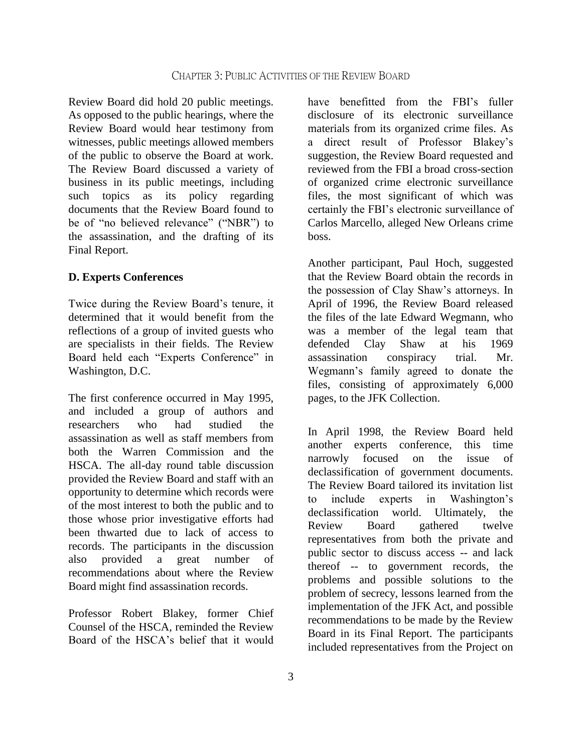Review Board did hold 20 public meetings. As opposed to the public hearings, where the Review Board would hear testimony from witnesses, public meetings allowed members of the public to observe the Board at work. The Review Board discussed a variety of business in its public meetings, including such topics as its policy regarding documents that the Review Board found to be of "no believed relevance" ("NBR") to the assassination, and the drafting of its Final Report.

**D. Experts Conferences**

Twice during the Review Board's tenure, it determined that it would benefit from the reflections of a group of invited guests who are specialists in their fields. The Review Board held each "Experts Conference" in Washington, D.C.

The first conference occurred in May 1995, and included a group of authors and researchers who had studied the assassination as well as staff members from both the Warren Commission and the HSCA. The all-day round table discussion provided the Review Board and staff with an opportunity to determine which records were of the most interest to both the public and to those whose prior investigative efforts had been thwarted due to lack of access to records. The participants in the discussion also provided a great number of recommendations about where the Review Board might find assassination records.

Professor Robert Blakey, former Chief Counsel of the HSCA, reminded the Review Board of the HSCA's belief that it would have benefitted from the FBI's fuller disclosure of its electronic surveillance materials from its organized crime files. As a direct result of Professor Blakey's suggestion, the Review Board requested and reviewed from the FBI a broad cross-section of organized crime electronic surveillance files, the most significant of which was certainly the FBI's electronic surveillance of Carlos Marcello, alleged New Orleans crime boss.

Another participant, Paul Hoch, suggested that the Review Board obtain the records in the possession of Clay Shaw's attorneys. In April of 1996, the Review Board released the files of the late Edward Wegmann, who was a member of the legal team that defended Clay Shaw at his 1969 assassination conspiracy trial. Mr. Wegmann's family agreed to donate the files, consisting of approximately 6,000 pages, to the JFK Collection.

In April 1998, the Review Board held another experts conference, this time narrowly focused on the issue of declassification of government documents. The Review Board tailored its invitation list to include experts in Washington's declassification world. Ultimately, the Review Board gathered twelve representatives from both the private and public sector to discuss access -- and lack thereof -- to government records, the problems and possible solutions to the problem of secrecy, lessons learned from the implementation of the JFK Act, and possible recommendations to be made by the Review Board in its Final Report. The participants included representatives from the Project on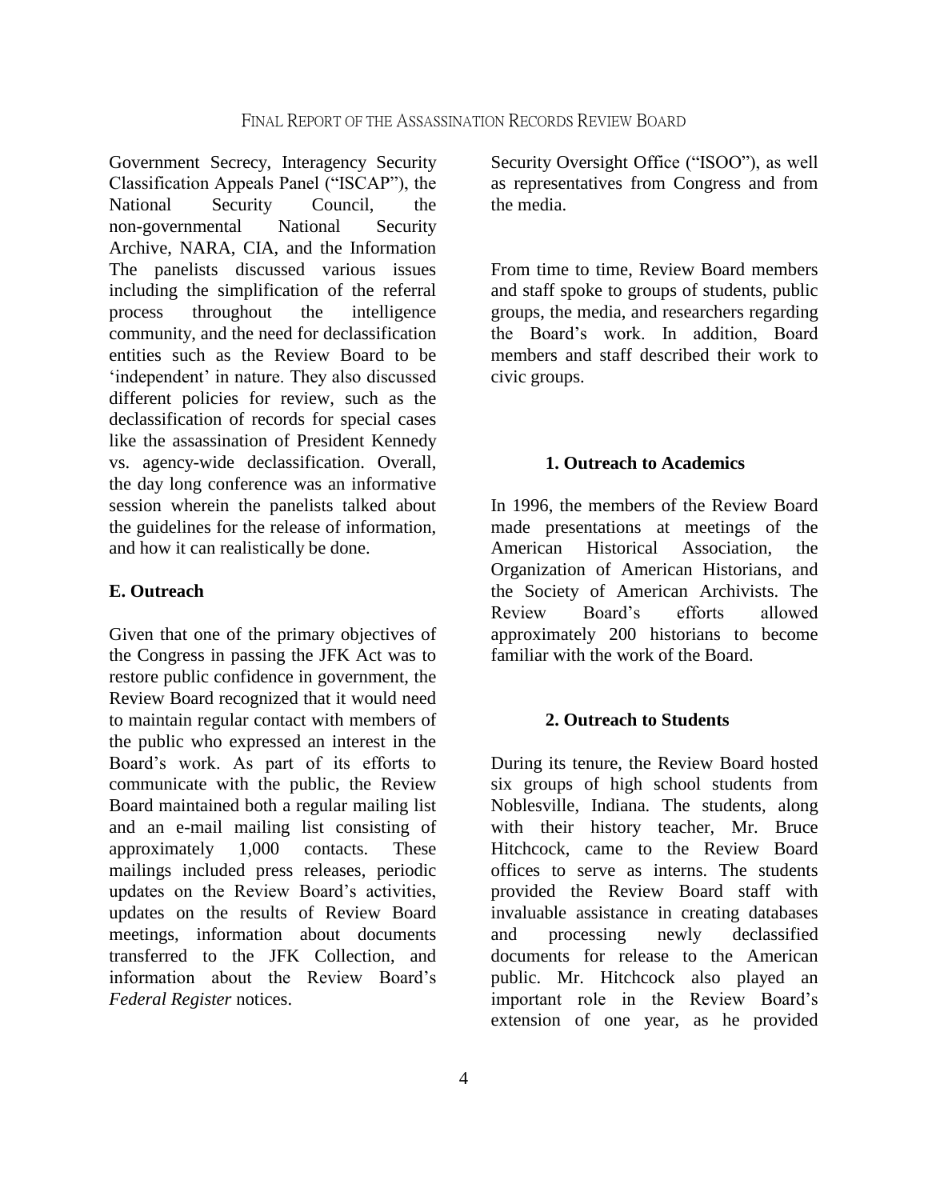Government Secrecy, Interagency Security Classification Appeals Panel ("ISCAP"), the National Security Council, the non-governmental National Security Archive, NARA, CIA, and the Information The panelists discussed various issues including the simplification of the referral process throughout the intelligence community, and the need for declassification entities such as the Review Board to be 'independent' in nature. They also discussed different policies for review, such as the declassification of records for special cases like the assassination of President Kennedy vs. agency-wide declassification. Overall, the day long conference was an informative session wherein the panelists talked about the guidelines for the release of information, and how it can realistically be done.

## E. Outreach

Given that one of the primary objectives of the Congress in passing the JFK Act was to restore public confidence in government, the Review Board recognized that it would need to maintain regular contact with members of the public who expressed an interest in the Board's work. As part of its efforts to communicate with the public, the Review Board maintained both a regular mailing list and an e-mail mailing list consisting of approximately 1,000 contacts. These mailings included press releases, periodic updates on the Review Board's activities, updates on the results of Review Board meetings, information about documents transferred to the JFK Collection, and information about the Review Board's *Federal Register* notices.

Security Oversight Office ("ISOO"), as well as representatives from Congress and from the media.

From time to time, Review Board members and staff spoke to groups of students, public groups, the media, and researchers regarding the Board's work. In addition, Board members and staff described their work to civic groups.

### 1. Outreach to Academics

In 1996, the members of the Review Board made presentations at meetings of the American Historical Association, the Organization of American Historians, and the Society of American Archivists. The Review Board's efforts allowed approximately 200 historians to become familiar with the work of the Board.

### 2. Outreach to Students

During its tenure, the Review Board hosted six groups of high school students from Noblesville, Indiana. The students, along with their history teacher, Mr. Bruce Hitchcock, came to the Review Board offices to serve as interns. The students provided the Review Board staff with invaluable assistance in creating databases and processing newly declassified documents for release to the American public. Mr. Hitchcock also played an important role in the Review Board's extension of one year, as he provided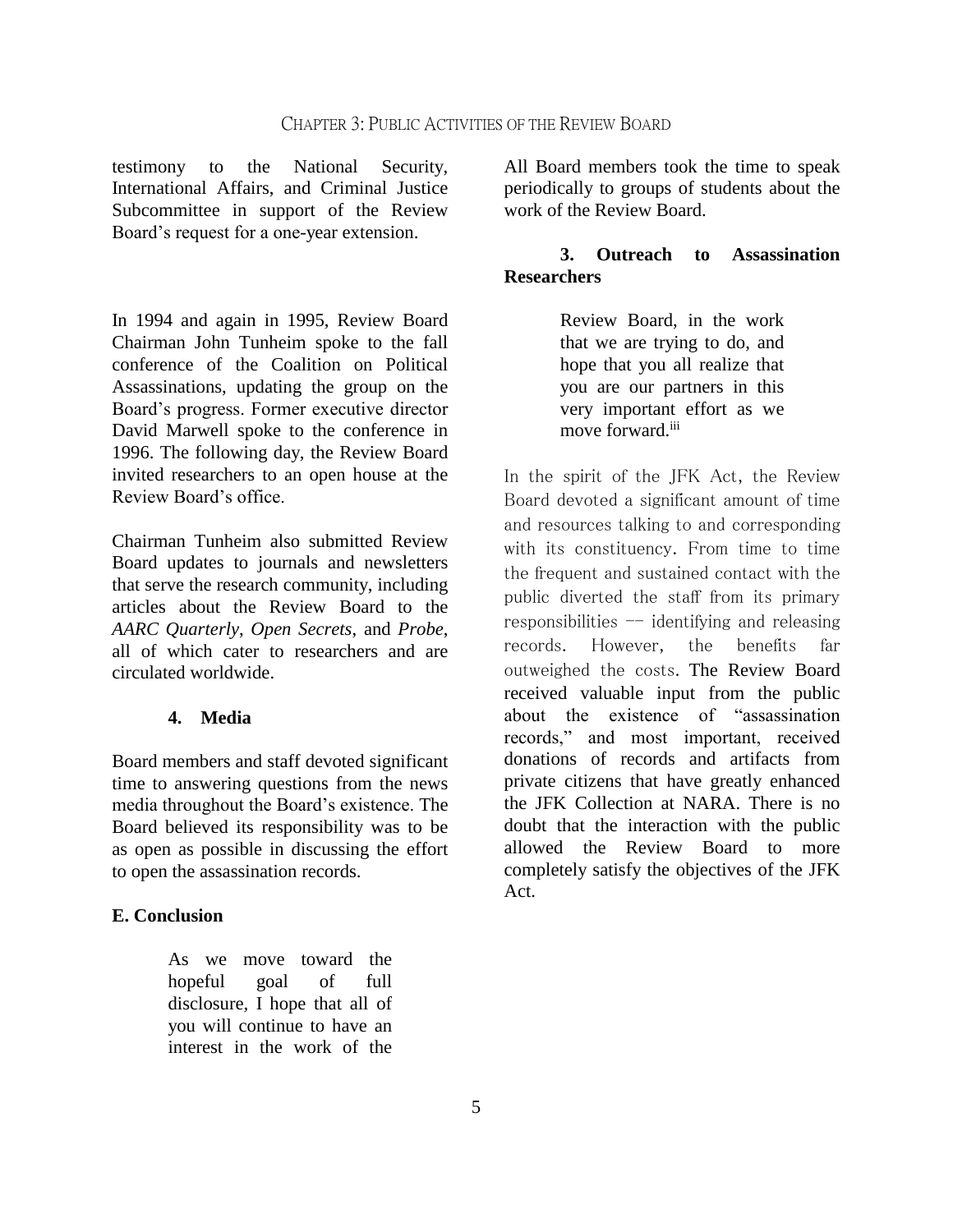testimony to the National Security, International Affairs, and Criminal Justice Subcommittee in support of the Review Board's request for a one-year extension.

All Board members took the time to speak periodically to groups of students about the work of the Review Board.

### 3. Outreach to Assassination Researchers

In 1994 and again in 1995, Review Board Chairman John Tunheim spoke to the fall conference of the Coalition on Political Assassinations, updating the group on the Board's progress. Former executive director David Marwell spoke to the conference in 1996. The following day, the Review Board invited researchers to an open house at the Review Board's office.

Chairman Tunheim also submitted Review Board updates to journals and newsletters that serve the research community, including articles about the Review Board to the *AARC Quarterly*, *Open Secrets*, and *Probe*, all of which cater to researchers and are circulated worldwide.

### 4. Media

Board members and staff devoted significant time to answering questions from the news media throughout the Board's existence. The Board believed its responsibility was to be as open as possible in discussing the effort to open the assassination records.

## E. Conclusion

> As we move toward the hopeful goal of full disclosure, I hope that all of you will continue to have an interest in the work of the Review Board, in the work that we are trying to do, and hope that you all realize that you are our partners in this very important effort as we move forward.[iii]

In the spirit of the JFK Act, the Review Board devoted a significant amount of time and resources talking to and corresponding with its constituency. From time to time the frequent and sustained contact with the public diverted the staff from its primary responsibilities -- identifying and releasing records. However, the benefits far outweighed the costs. The Review Board received valuable input from the public about the existence of "assassination records," and most important, received donations of records and artifacts from private citizens that have greatly enhanced the JFK Collection at NARA. There is no doubt that the interaction with the public allowed the Review Board to more completely satisfy the objectives of the JFK Act.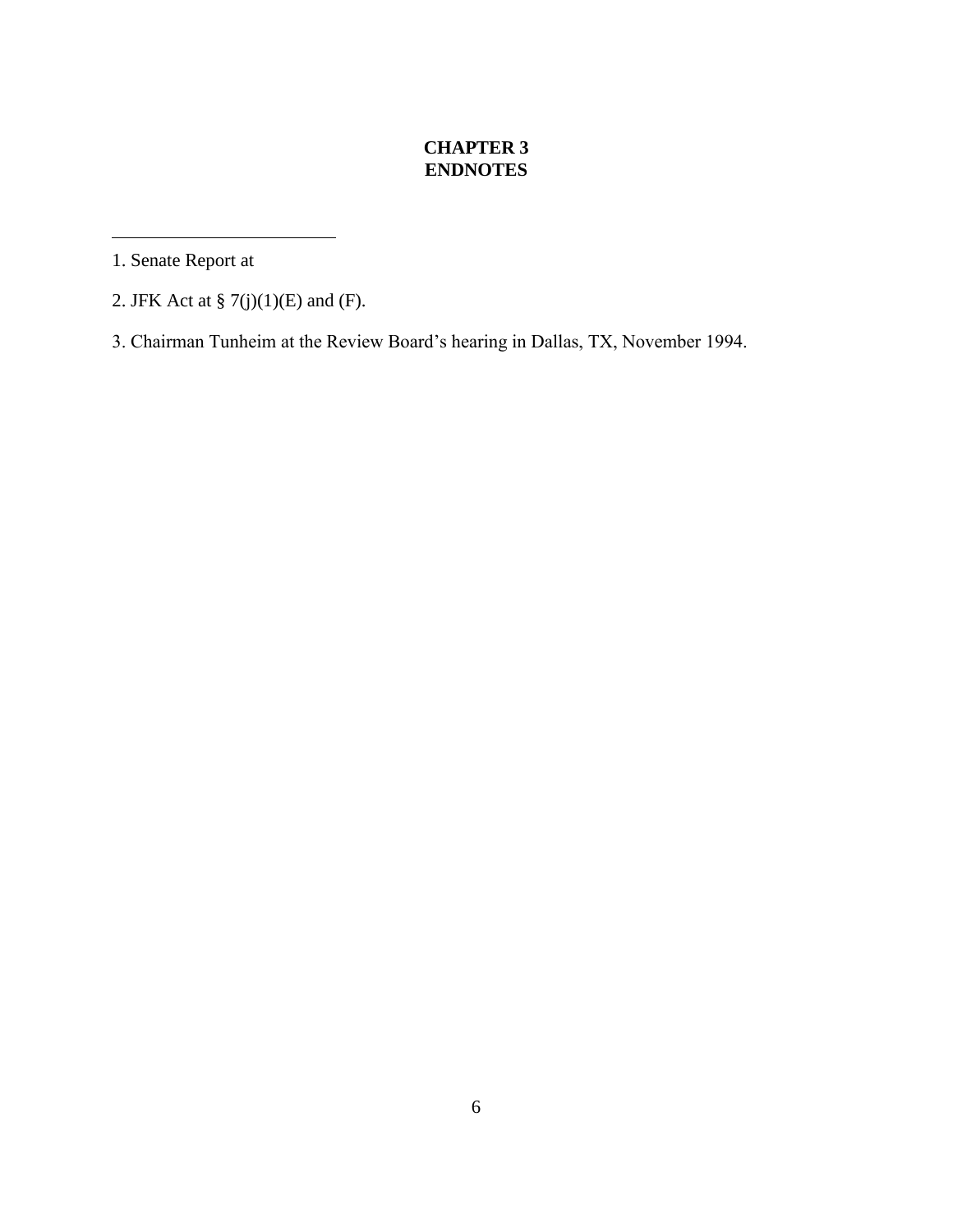# CHAPTER 3
# ENDNOTES

---

1. Senate Report at

2. JFK Act at § 7(j)(1)(E) and (F).

3. Chairman Tunheim at the Review Board's hearing in Dallas, TX, November 1994.